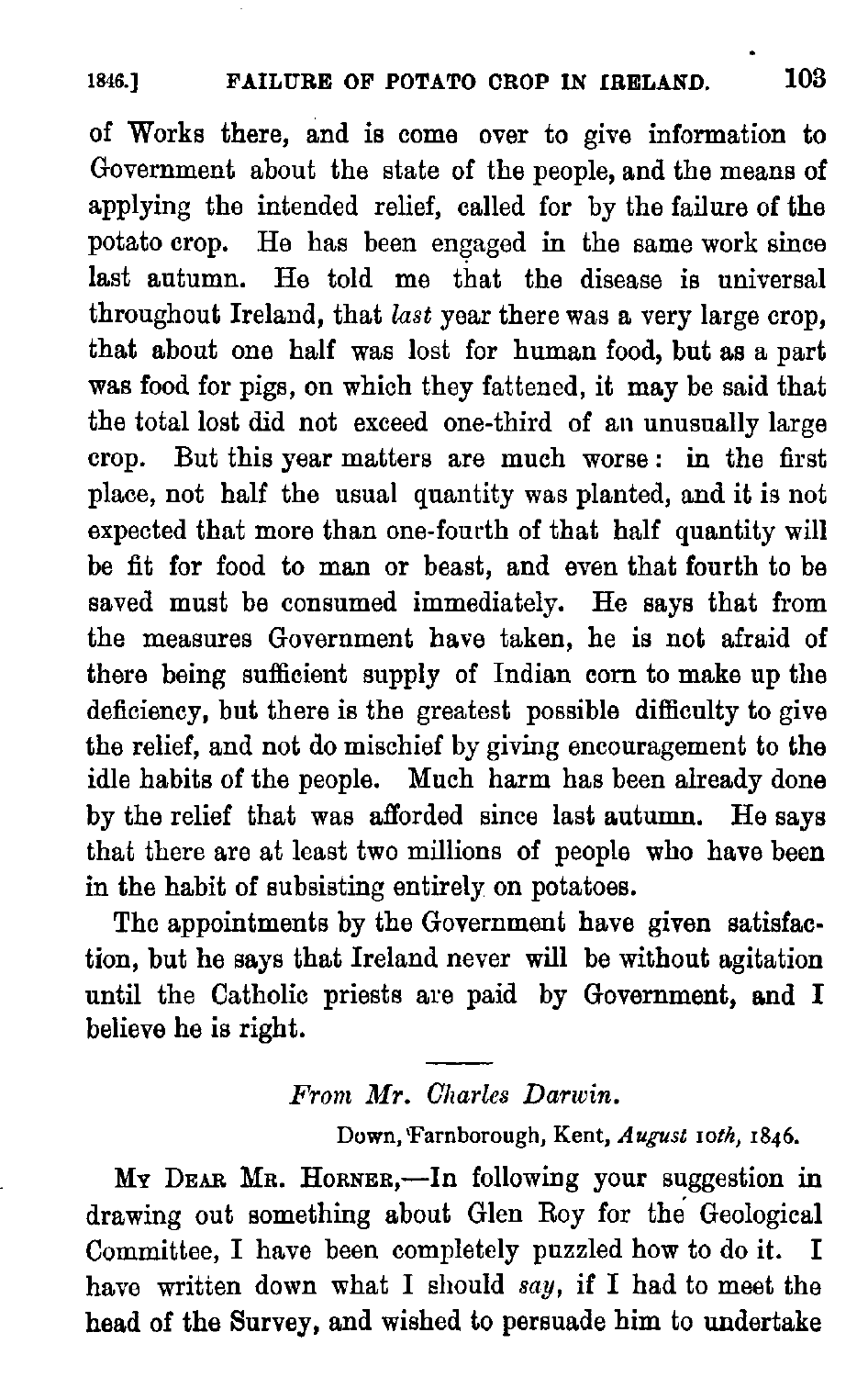of Works there, and is come over to give information to Government about the state of the people, and the means of applying the intended relief, called for by the failure of the potato crop. He has been engaged in the same work since last autumn. He told me that the disease is universal throughout Ireland, that *last* year there was a very large crop, that about one half was lost for human food, but as a part was food for pigs, on which they fattened, it may be said that the total lost did not exceed one-third of an unusually large crop. But this year matters are much worse: in the first place, not half the usual quantity was planted, and it is not expected that more than one-fourth of that half quantity will be fit for food to man or beast, and even that fourth to be saved must be consumed immediately. He says that from the measures Government have taken, he is not afraid of there being sufficient supply of Indian corn to make up the deficiency, but there is the greatest possible difficulty to give the relief, and not do mischief by giving encouragement to the idle habits of the people. Much harm has been already done by the relief that was afforded since last autumn. He says that there are at least two millions of people who have been in the habit of subsisting entirely on potatoes.

The appointments by the Government have given satisfaction, but he says that Ireland never will be without agitation until the Catholic priests are paid by Government, and I believe he is right.

---

*From Mr. Charles Darwin.*

Down, Farnborough, Kent, *August 10th*, 1846.

My Dear Mr. Horner,—In following your suggestion in drawing out something about Glen Roy for the Geological Committee, I have been completely puzzled how to do it. I have written down what I should *say*, if I had to meet the head of the Survey, and wished to persuade him to undertake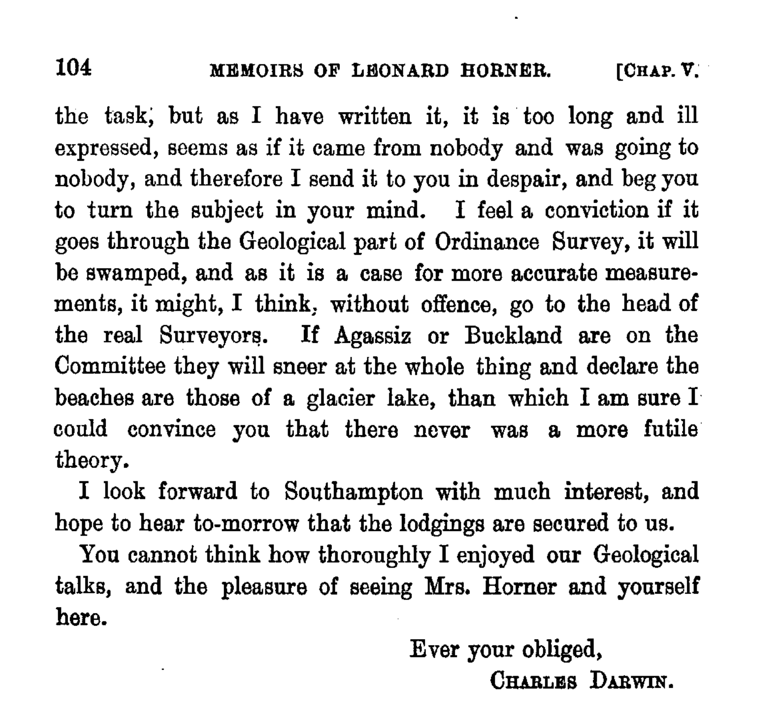the task, but as I have written it, it is too long and ill expressed, seems as if it came from nobody and was going to nobody, and therefore I send it to you in despair, and beg you to turn the subject in your mind. I feel a conviction if it goes through the Geological part of Ordinance Survey, it will be swamped, and as it is a case for more accurate measurements, it might, I think, without offence, go to the head of the real Surveyors. If Agassiz or Buckland are on the Committee they will sneer at the whole thing and declare the beaches are those of a glacier lake, than which I am sure I could convince you that there never was a more futile theory.

I look forward to Southampton with much interest, and hope to hear to-morrow that the lodgings are secured to us.

You cannot think how thoroughly I enjoyed our Geological talks, and the pleasure of seeing Mrs. Horner and yourself here.

Ever your obliged,
CHARLES DARWIN.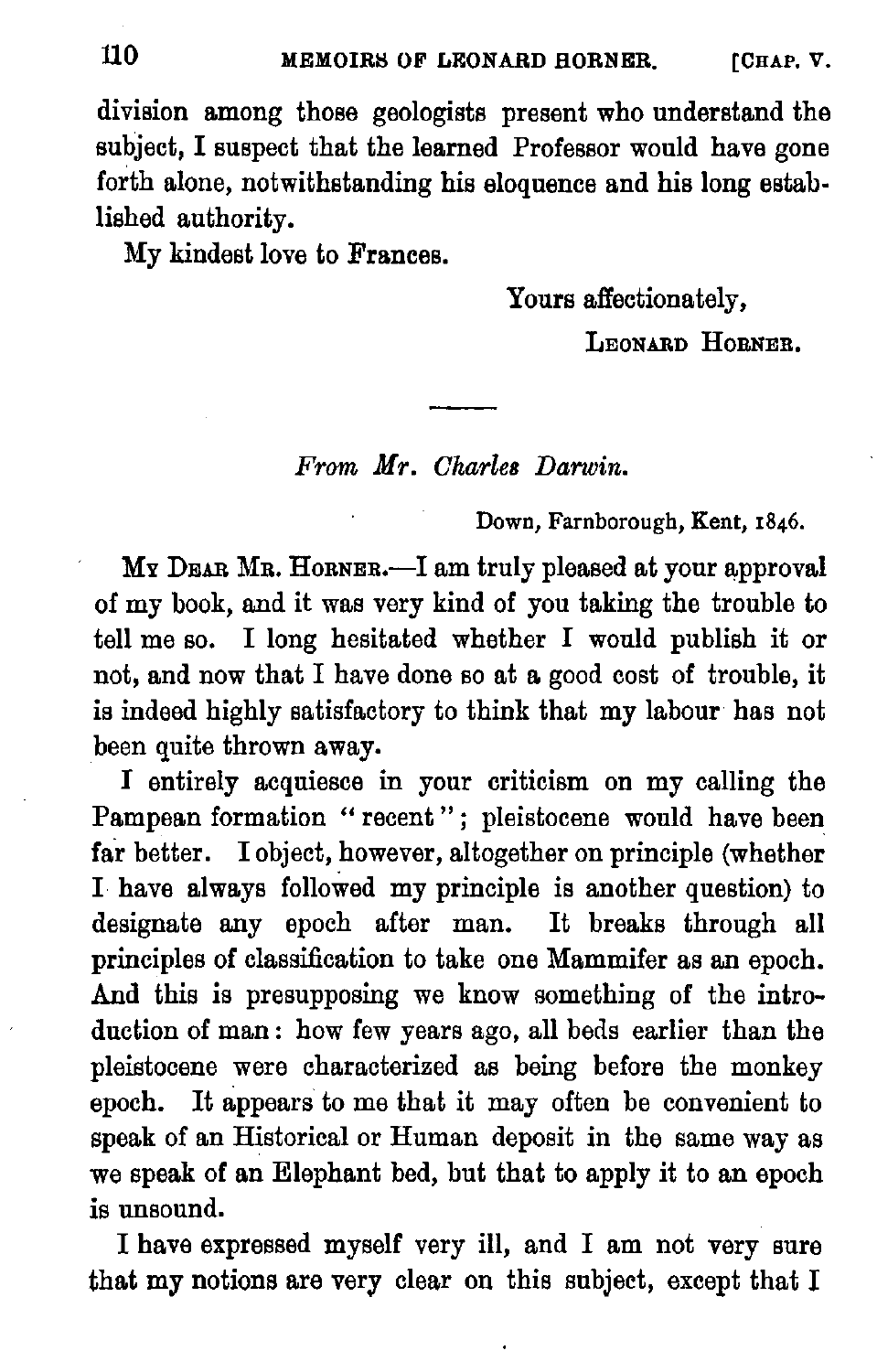division among those geologists present who understand the subject, I suspect that the learned Professor would have gone forth alone, notwithstanding his eloquence and his long established authority.

My kindest love to Frances.

Yours affectionately,

LEONARD HORNER.

---

*From Mr. Charles Darwin.*

Down, Farnborough, Kent, 1846.

MY DEAR MR. HORNER.—I am truly pleased at your approval of my book, and it was very kind of you taking the trouble to tell me so. I long hesitated whether I would publish it or not, and now that I have done so at a good cost of trouble, it is indeed highly satisfactory to think that my labour has not been quite thrown away.

I entirely acquiesce in your criticism on my calling the Pampean formation "recent"; pleistocene would have been far better. I object, however, altogether on principle (whether I have always followed my principle is another question) to designate any epoch after man. It breaks through all principles of classification to take one Mammifer as an epoch. And this is presupposing we know something of the introduction of man: how few years ago, all beds earlier than the pleistocene were characterized as being before the monkey epoch. It appears to me that it may often be convenient to speak of an Historical or Human deposit in the same way as we speak of an Elephant bed, but that to apply it to an epoch is unsound.

I have expressed myself very ill, and I am not very sure that my notions are very clear on this subject, except that I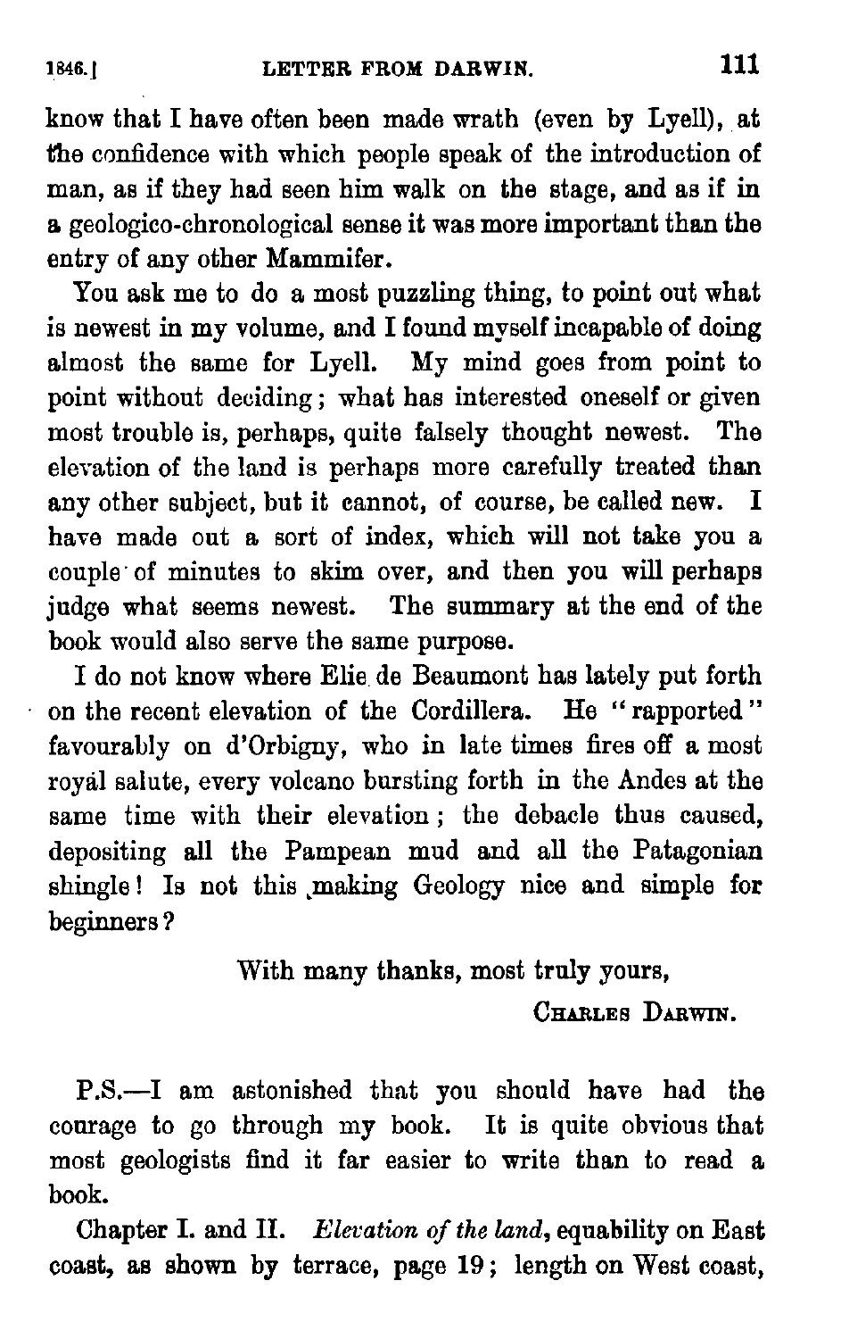know that I have often been made wrath (even by Lyell), at the confidence with which people speak of the introduction of man, as if they had seen him walk on the stage, and as if in a geologico-chronological sense it was more important than the entry of any other Mammifer.

You ask me to do a most puzzling thing, to point out what is newest in my volume, and I found myself incapable of doing almost the same for Lyell. My mind goes from point to point without deciding; what has interested oneself or given most trouble is, perhaps, quite falsely thought newest. The elevation of the land is perhaps more carefully treated than any other subject, but it cannot, of course, be called new. I have made out a sort of index, which will not take you a couple of minutes to skim over, and then you will perhaps judge what seems newest. The summary at the end of the book would also serve the same purpose.

I do not know where Elie de Beaumont has lately put forth on the recent elevation of the Cordillera. He "rapported" favourably on d'Orbigny, who in late times fires off a most royal salute, every volcano bursting forth in the Andes at the same time with their elevation; the debacle thus caused, depositing all the Pampean mud and all the Patagonian shingle! Is not this making Geology nice and simple for beginners?

With many thanks, most truly yours,

Charles Darwin.

P.S.—I am astonished that you should have had the courage to go through my book. It is quite obvious that most geologists find it far easier to write than to read a book.

Chapter I. and II. *Elevation of the land*, equability on East coast, as shown by terrace, page 19; length on West coast,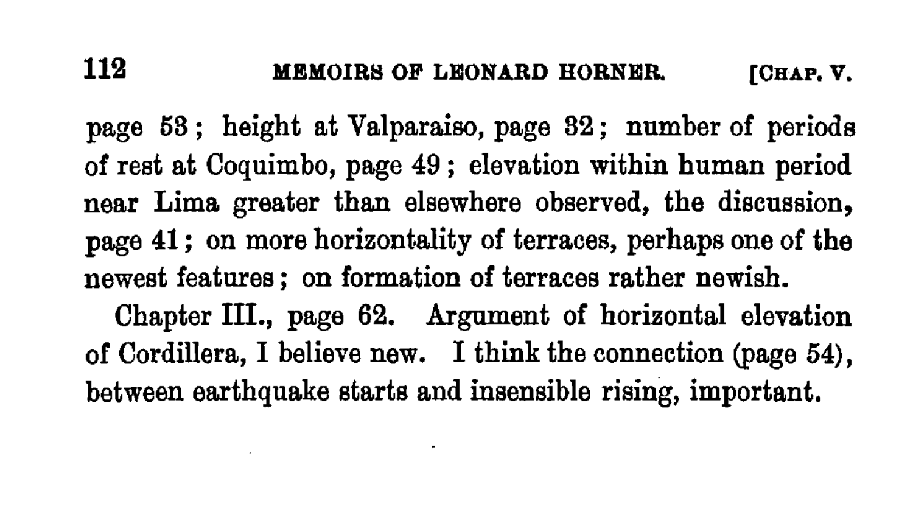page 53; height at Valparaiso, page 32; number of periods of rest at Coquimbo, page 49; elevation within human period near Lima greater than elsewhere observed, the discussion, page 41; on more horizontality of terraces, perhaps one of the newest features; on formation of terraces rather newish.

Chapter III., page 62. Argument of horizontal elevation of Cordillera, I believe new. I think the connection (page 54), between earthquake starts and insensible rising, important.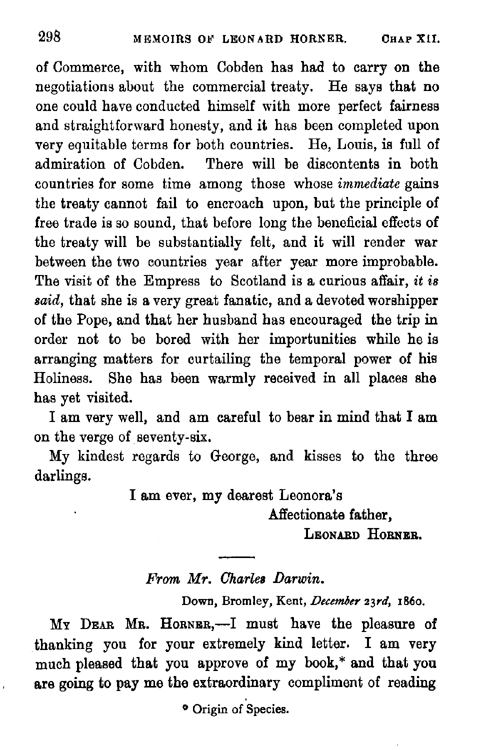of Commerce, with whom Cobden has had to carry on the negotiations about the commercial treaty. He says that no one could have conducted himself with more perfect fairness and straightforward honesty, and it has been completed upon very equitable terms for both countries. He, Louis, is full of admiration of Cobden. There will be discontents in both countries for some time among those whose *immediate* gains the treaty cannot fail to encroach upon, but the principle of free trade is so sound, that before long the beneficial effects of the treaty will be substantially felt, and it will render war between the two countries year after year more improbable. The visit of the Empress to Scotland is a curious affair, *it is said*, that she is a very great fanatic, and a devoted worshipper of the Pope, and that her husband has encouraged the trip in order not to be bored with her importunities while he is arranging matters for curtailing the temporal power of his Holiness. She has been warmly received in all places she has yet visited.

I am very well, and am careful to bear in mind that I am on the verge of seventy-six.

My kindest regards to George, and kisses to the three darlings.

I am ever, my dearest Leonora's
Affectionate father,
LEONARD HORNER.

---

*From Mr. Charles Darwin.*

Down, Bromley, Kent, *December 23rd*, 1860.

MY DEAR MR. HORNER,—I must have the pleasure of thanking you for your extremely kind letter. I am very much pleased that you approve of my book,* and that you are going to pay me the extraordinary compliment of reading

* Origin of Species.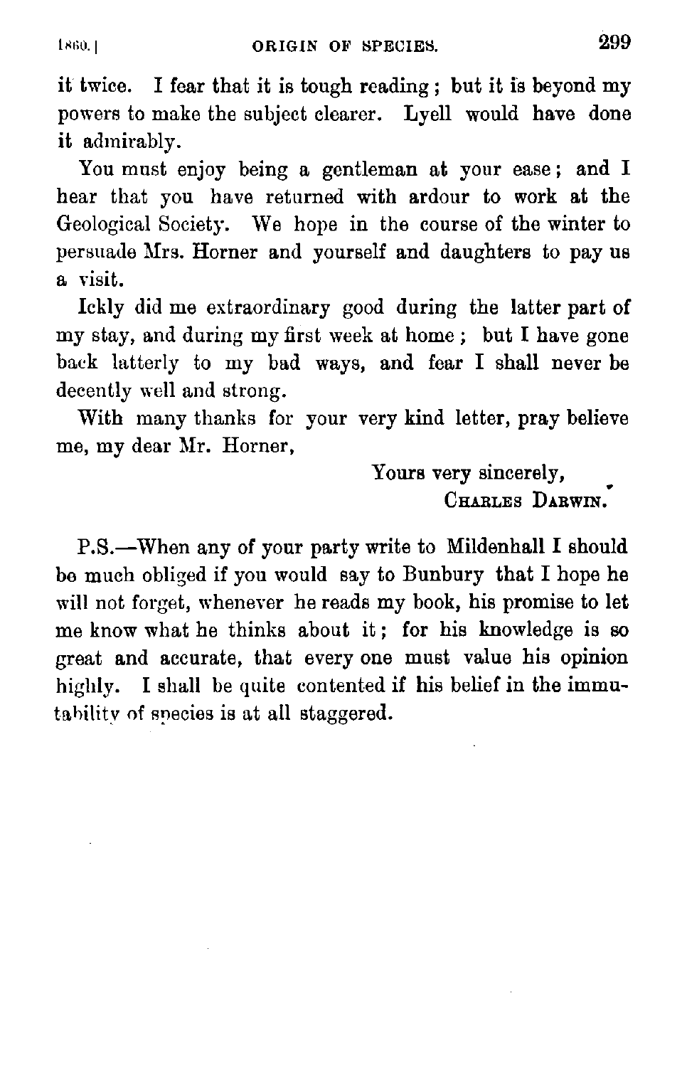it twice. I fear that it is tough reading; but it is beyond my powers to make the subject clearer. Lyell would have done it admirably.

You must enjoy being a gentleman at your ease; and I hear that you have returned with ardour to work at the Geological Society. We hope in the course of the winter to persuade Mrs. Horner and yourself and daughters to pay us a visit.

Ickly did me extraordinary good during the latter part of my stay, and during my first week at home; but I have gone back latterly to my bad ways, and fear I shall never be decently well and strong.

With many thanks for your very kind letter, pray believe me, my dear Mr. Horner,

Yours very sincerely,
CHARLES DARWIN.

P.S.—When any of your party write to Mildenhall I should be much obliged if you would say to Bunbury that I hope he will not forget, whenever he reads my book, his promise to let me know what he thinks about it; for his knowledge is so great and accurate, that every one must value his opinion highly. I shall be quite contented if his belief in the immutability of species is at all staggered.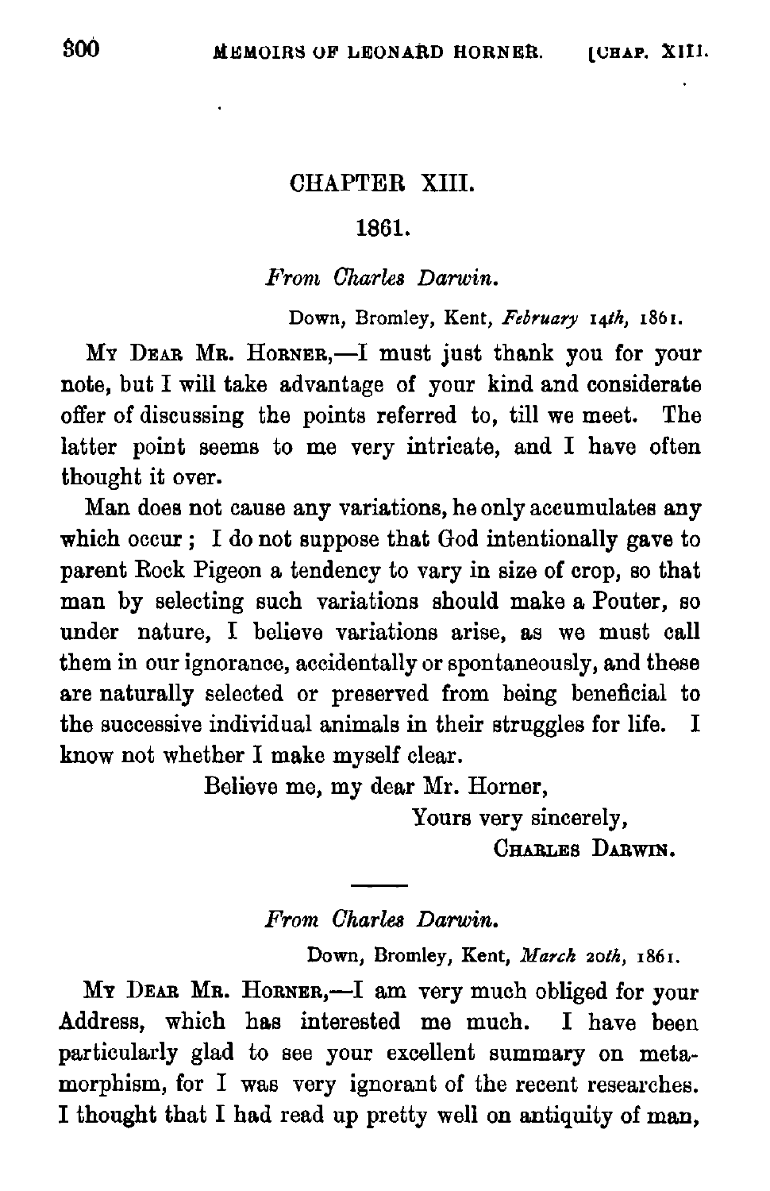## CHAPTER XIII.

### 1861.

*From Charles Darwin.*

Down, Bromley, Kent, *February 14th*, 1861.

MY DEAR MR. HORNER,—I must just thank you for your note, but I will take advantage of your kind and considerate offer of discussing the points referred to, till we meet. The latter point seems to me very intricate, and I have often thought it over.

Man does not cause any variations, he only accumulates any which occur; I do not suppose that God intentionally gave to parent Rock Pigeon a tendency to vary in size of crop, so that man by selecting such variations should make a Pouter, so under nature, I believe variations arise, as we must call them in our ignorance, accidentally or spontaneously, and these are naturally selected or preserved from being beneficial to the successive individual animals in their struggles for life. I know not whether I make myself clear.

Believe me, my dear Mr. Horner,
Yours very sincerely,
CHARLES DARWIN.

---

*From Charles Darwin.*

Down, Bromley, Kent, *March 20th*, 1861.

MY DEAR MR. HORNER,—I am very much obliged for your Address, which has interested me much. I have been particularly glad to see your excellent summary on metamorphism, for I was very ignorant of the recent researches. I thought that I had read up pretty well on antiquity of man,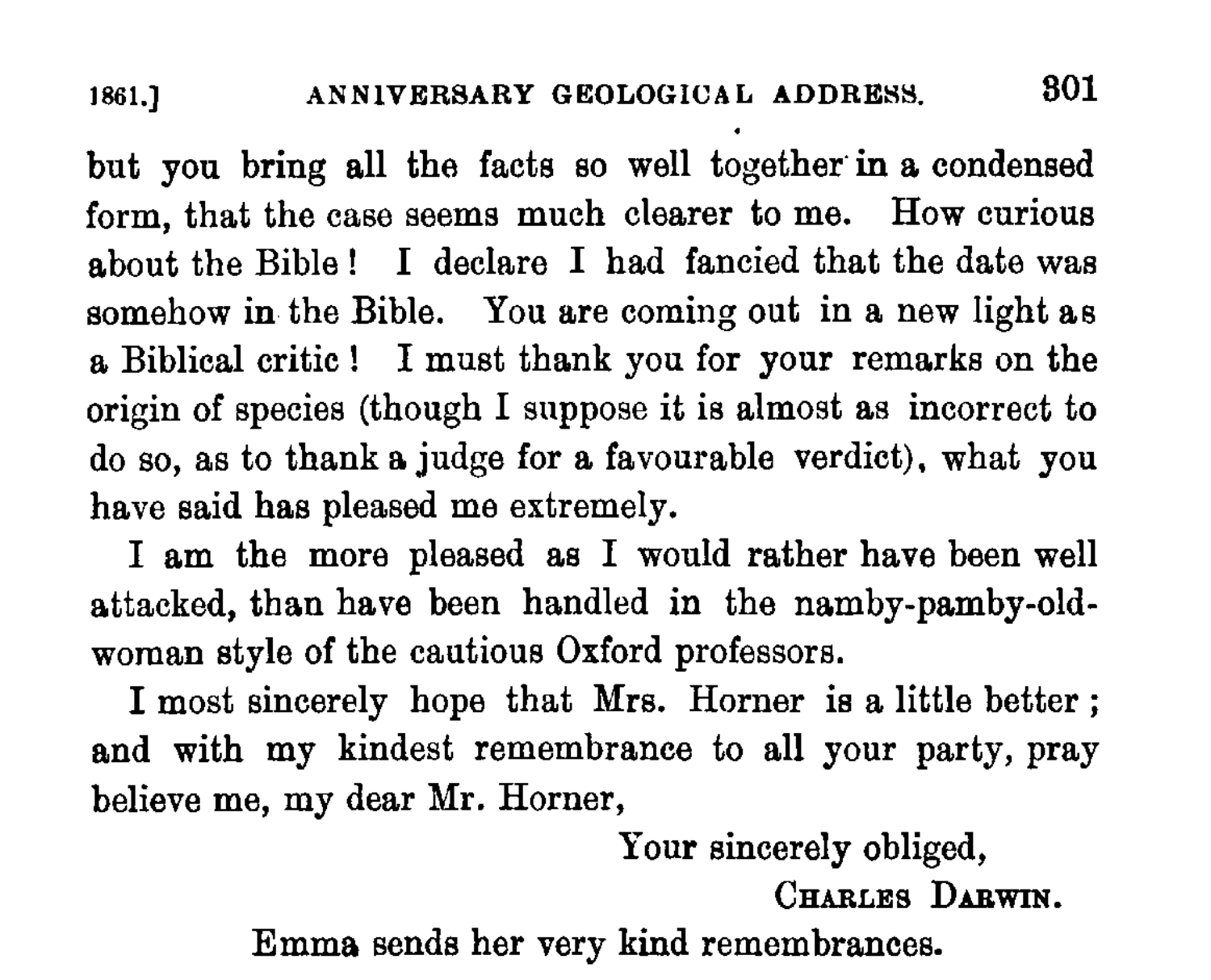but you bring all the facts so well together in a condensed form, that the case seems much clearer to me. How curious about the Bible! I declare I had fancied that the date was somehow in the Bible. You are coming out in a new light as a Biblical critic! I must thank you for your remarks on the origin of species (though I suppose it is almost as incorrect to do so, as to thank a judge for a favourable verdict), what you have said has pleased me extremely.

I am the more pleased as I would rather have been well attacked, than have been handled in the namby-pamby-old-woman style of the cautious Oxford professors.

I most sincerely hope that Mrs. Horner is a little better; and with my kindest remembrance to all your party, pray believe me, my dear Mr. Horner,

Your sincerely obliged,

Charles Darwin.

Emma sends her very kind remembrances.